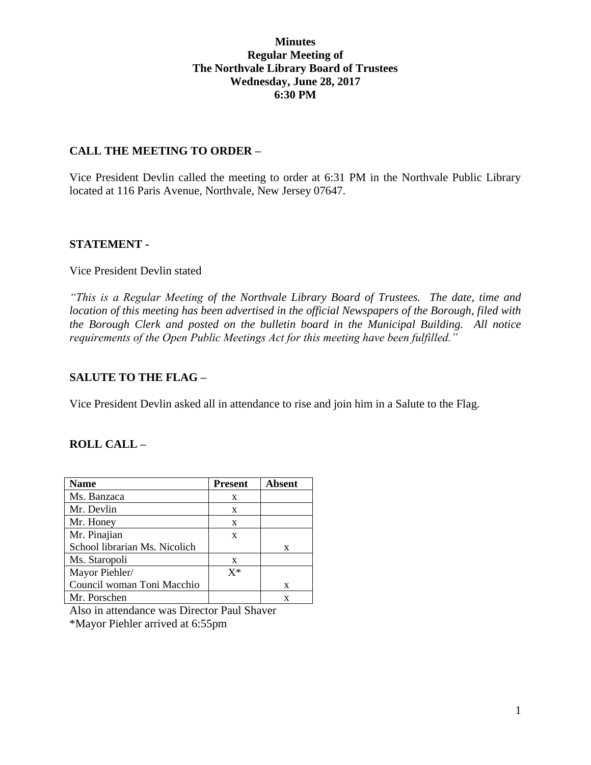# Minutes
## Regular Meeting of
## The Northvale Library Board of Trustees
## Wednesday, June 28, 2017
## 6:30 PM

**CALL THE MEETING TO ORDER –**

Vice President Devlin called the meeting to order at 6:31 PM in the Northvale Public Library located at 116 Paris Avenue, Northvale, New Jersey 07647.

**STATEMENT -**

Vice President Devlin stated

*"This is a Regular Meeting of the Northvale Library Board of Trustees. The date, time and location of this meeting has been advertised in the official Newspapers of the Borough, filed with the Borough Clerk and posted on the bulletin board in the Municipal Building. All notice requirements of the Open Public Meetings Act for this meeting have been fulfilled."*

**SALUTE TO THE FLAG –**

Vice President Devlin asked all in attendance to rise and join him in a Salute to the Flag.

**ROLL CALL –**

| Name | Present | Absent |
|---|---|---|
| Ms. Banzaca | x | |
| Mr. Devlin | x | |
| Mr. Honey | x | |
| Mr. Pinajian | x | |
| School librarian Ms. Nicolich | | x |
| Ms. Staropoli | x | |
| Mayor Piehler/ | X* | |
| Council woman Toni Macchio | | x |
| Mr. Porschen | | x |

Also in attendance was Director Paul Shaver
*Mayor Piehler arrived at 6:55pm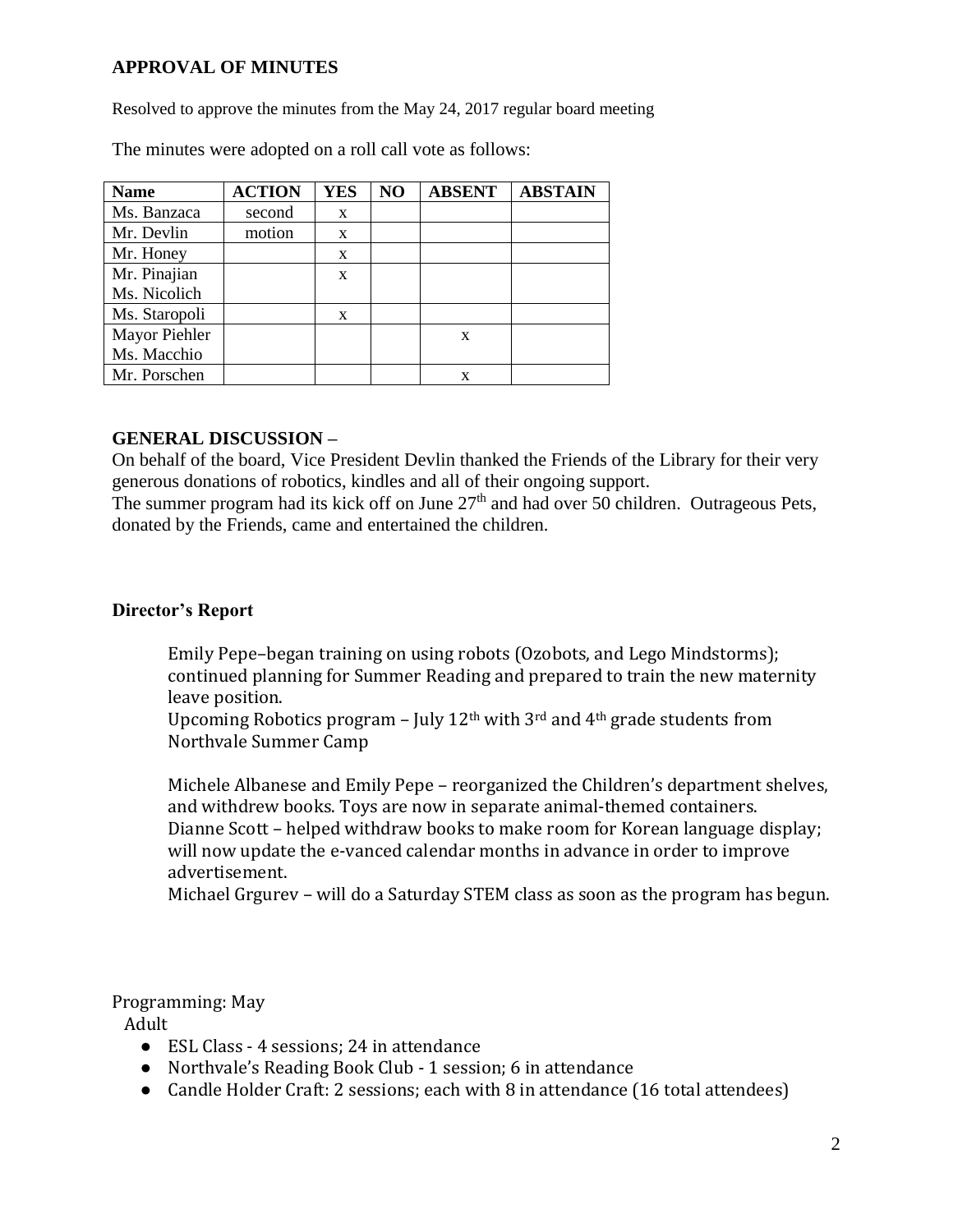## APPROVAL OF MINUTES

Resolved to approve the minutes from the May 24, 2017 regular board meeting

The minutes were adopted on a roll call vote as follows:

| Name | ACTION | YES | NO | ABSENT | ABSTAIN |
|---|---|---|---|---|---|
| Ms. Banzaca | second | x | | | |
| Mr. Devlin | motion | x | | | |
| Mr. Honey | | x | | | |
| Mr. Pinajian<br>Ms. Nicolich | | x | | | |
| Ms. Staropoli | | x | | | |
| Mayor Piehler<br>Ms. Macchio | | | | x | |
| Mr. Porschen | | | | x | |

## GENERAL DISCUSSION –

On behalf of the board, Vice President Devlin thanked the Friends of the Library for their very generous donations of robotics, kindles and all of their ongoing support.
The summer program had its kick off on June 27th and had over 50 children. Outrageous Pets, donated by the Friends, came and entertained the children.

### Director's Report

Emily Pepe–began training on using robots (Ozobots, and Lego Mindstorms); continued planning for Summer Reading and prepared to train the new maternity leave position.
Upcoming Robotics program – July 12th with 3rd and 4th grade students from Northvale Summer Camp

Michele Albanese and Emily Pepe – reorganized the Children's department shelves, and withdrew books. Toys are now in separate animal-themed containers.
Dianne Scott – helped withdraw books to make room for Korean language display; will now update the e-vanced calendar months in advance in order to improve advertisement.
Michael Grgurev – will do a Saturday STEM class as soon as the program has begun.

Programming: May

Adult

- ESL Class - 4 sessions; 24 in attendance
- Northvale's Reading Book Club - 1 session; 6 in attendance
- Candle Holder Craft: 2 sessions; each with 8 in attendance (16 total attendees)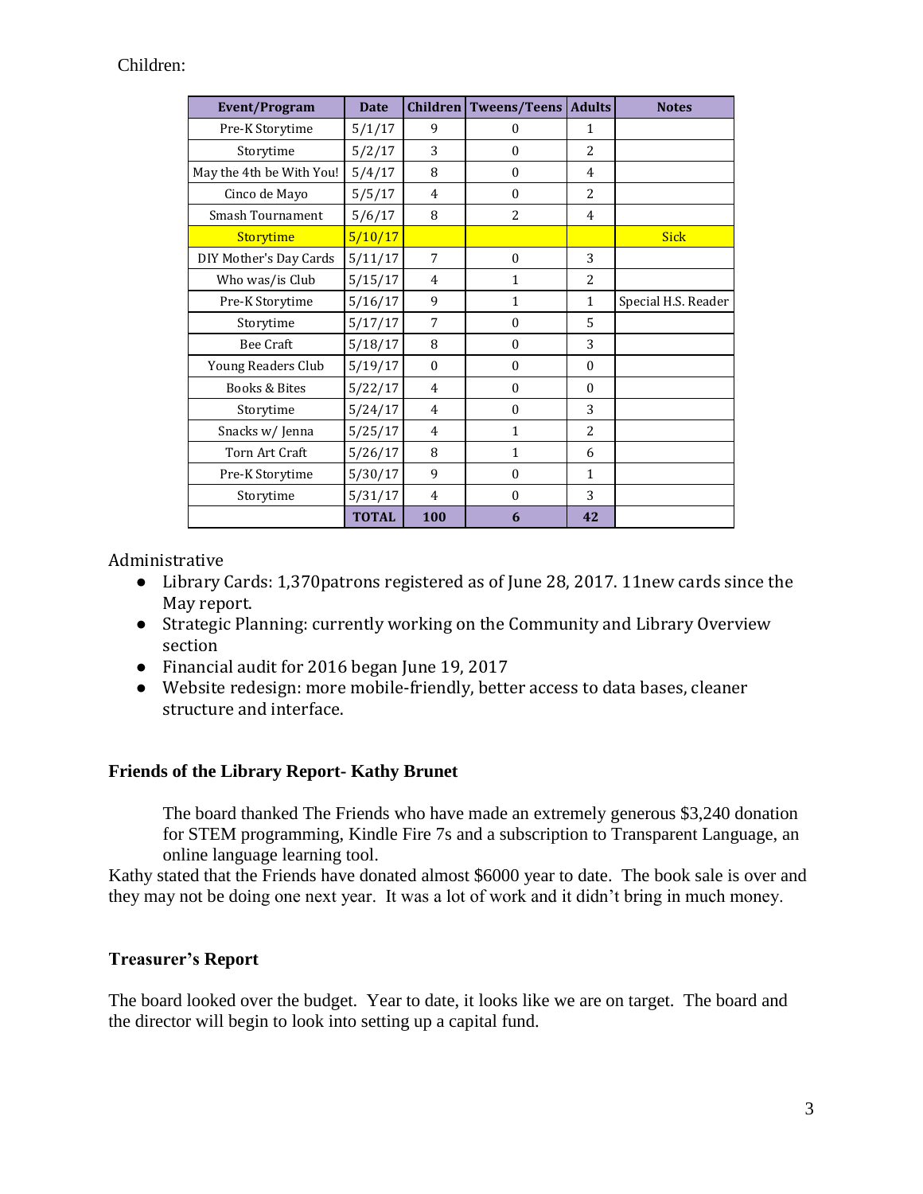Children:

| Event/Program | Date | Children | Tweens/Teens | Adults | Notes |
|---|---|---|---|---|---|
| Pre-K Storytime | 5/1/17 | 9 | 0 | 1 | |
| Storytime | 5/2/17 | 3 | 0 | 2 | |
| May the 4th be With You! | 5/4/17 | 8 | 0 | 4 | |
| Cinco de Mayo | 5/5/17 | 4 | 0 | 2 | |
| Smash Tournament | 5/6/17 | 8 | 2 | 4 | |
| Storytime | 5/10/17 | | | | Sick |
| DIY Mother's Day Cards | 5/11/17 | 7 | 0 | 3 | |
| Who was/is Club | 5/15/17 | 4 | 1 | 2 | |
| Pre-K Storytime | 5/16/17 | 9 | 1 | 1 | Special H.S. Reader |
| Storytime | 5/17/17 | 7 | 0 | 5 | |
| Bee Craft | 5/18/17 | 8 | 0 | 3 | |
| Young Readers Club | 5/19/17 | 0 | 0 | 0 | |
| Books & Bites | 5/22/17 | 4 | 0 | 0 | |
| Storytime | 5/24/17 | 4 | 0 | 3 | |
| Snacks w/ Jenna | 5/25/17 | 4 | 1 | 2 | |
| Torn Art Craft | 5/26/17 | 8 | 1 | 6 | |
| Pre-K Storytime | 5/30/17 | 9 | 0 | 1 | |
| Storytime | 5/31/17 | 4 | 0 | 3 | |
| | **TOTAL** | **100** | **6** | **42** | |

Administrative

- Library Cards: 1,370patrons registered as of June 28, 2017. 11new cards since the May report.
- Strategic Planning: currently working on the Community and Library Overview section
- Financial audit for 2016 began June 19, 2017
- Website redesign: more mobile-friendly, better access to data bases, cleaner structure and interface.

**Friends of the Library Report- Kathy Brunet**

The board thanked The Friends who have made an extremely generous $3,240 donation for STEM programming, Kindle Fire 7s and a subscription to Transparent Language, an online language learning tool.

Kathy stated that the Friends have donated almost $6000 year to date. The book sale is over and they may not be doing one next year. It was a lot of work and it didn't bring in much money.

**Treasurer's Report**

The board looked over the budget. Year to date, it looks like we are on target. The board and the director will begin to look into setting up a capital fund.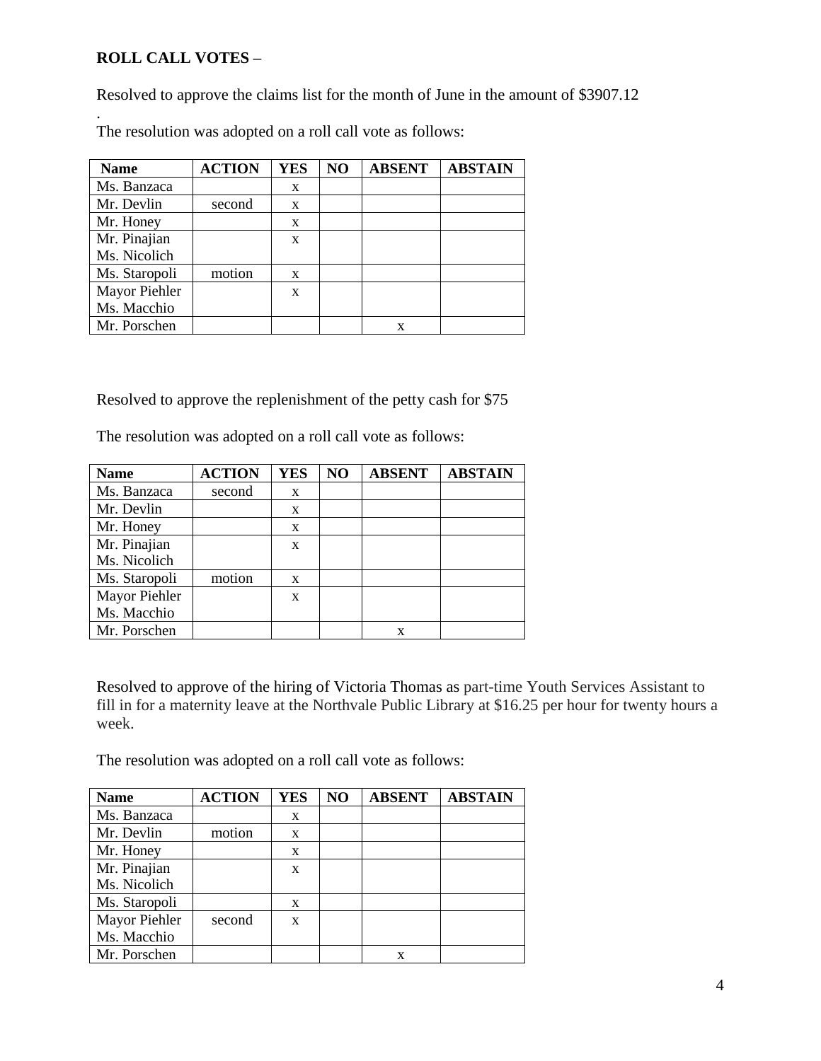**ROLL CALL VOTES –**

Resolved to approve the claims list for the month of June in the amount of $3907.12
.
The resolution was adopted on a roll call vote as follows:

| Name | ACTION | YES | NO | ABSENT | ABSTAIN |
|---|---|---|---|---|---|
| Ms. Banzaca | | x | | | |
| Mr. Devlin | second | x | | | |
| Mr. Honey | | x | | | |
| Mr. Pinajian<br>Ms. Nicolich | | x | | | |
| Ms. Staropoli | motion | x | | | |
| Mayor Piehler<br>Ms. Macchio | | x | | | |
| Mr. Porschen | | | | x | |

Resolved to approve the replenishment of the petty cash for $75

The resolution was adopted on a roll call vote as follows:

| Name | ACTION | YES | NO | ABSENT | ABSTAIN |
|---|---|---|---|---|---|
| Ms. Banzaca | second | x | | | |
| Mr. Devlin | | x | | | |
| Mr. Honey | | x | | | |
| Mr. Pinajian<br>Ms. Nicolich | | x | | | |
| Ms. Staropoli | motion | x | | | |
| Mayor Piehler<br>Ms. Macchio | | x | | | |
| Mr. Porschen | | | | x | |

Resolved to approve of the hiring of Victoria Thomas as part-time Youth Services Assistant to fill in for a maternity leave at the Northvale Public Library at $16.25 per hour for twenty hours a week.

The resolution was adopted on a roll call vote as follows:

| Name | ACTION | YES | NO | ABSENT | ABSTAIN |
|---|---|---|---|---|---|
| Ms. Banzaca | | x | | | |
| Mr. Devlin | motion | x | | | |
| Mr. Honey | | x | | | |
| Mr. Pinajian<br>Ms. Nicolich | | x | | | |
| Ms. Staropoli | | x | | | |
| Mayor Piehler<br>Ms. Macchio | second | x | | | |
| Mr. Porschen | | | | x | |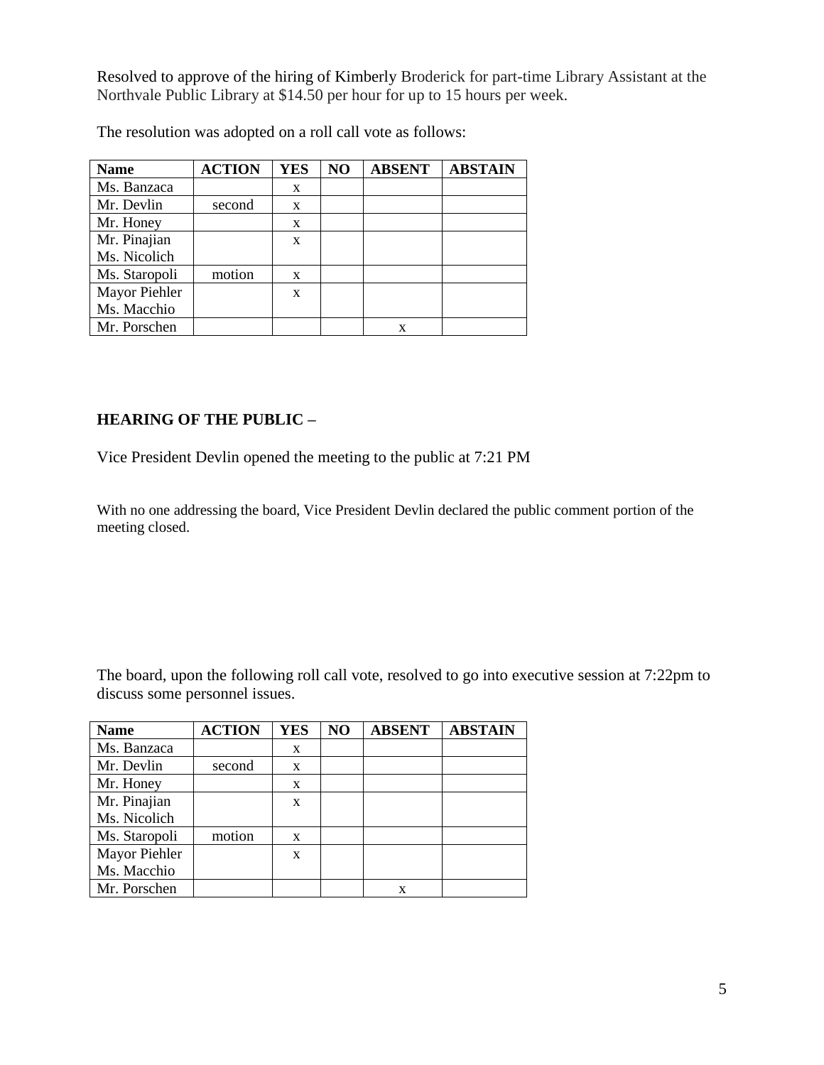Resolved to approve of the hiring of Kimberly Broderick for part-time Library Assistant at the Northvale Public Library at $14.50 per hour for up to 15 hours per week.

The resolution was adopted on a roll call vote as follows:

| Name | ACTION | YES | NO | ABSENT | ABSTAIN |
|---|---|---|---|---|---|
| Ms. Banzaca | | x | | | |
| Mr. Devlin | second | x | | | |
| Mr. Honey | | x | | | |
| Mr. Pinajian Ms. Nicolich | | x | | | |
| Ms. Staropoli | motion | x | | | |
| Mayor Piehler Ms. Macchio | | x | | | |
| Mr. Porschen | | | | x | |

**HEARING OF THE PUBLIC –**

Vice President Devlin opened the meeting to the public at 7:21 PM

With no one addressing the board, Vice President Devlin declared the public comment portion of the meeting closed.

The board, upon the following roll call vote, resolved to go into executive session at 7:22pm to discuss some personnel issues.

| Name | ACTION | YES | NO | ABSENT | ABSTAIN |
|---|---|---|---|---|---|
| Ms. Banzaca | | x | | | |
| Mr. Devlin | second | x | | | |
| Mr. Honey | | x | | | |
| Mr. Pinajian Ms. Nicolich | | x | | | |
| Ms. Staropoli | motion | x | | | |
| Mayor Piehler Ms. Macchio | | x | | | |
| Mr. Porschen | | | | x | |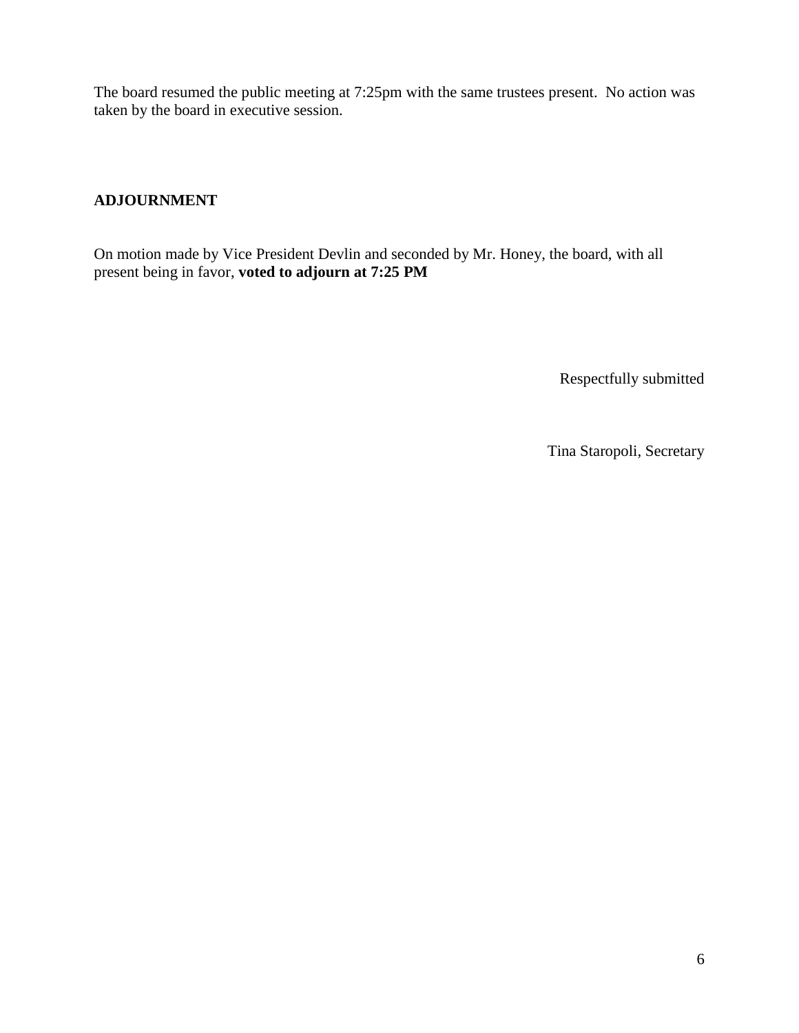The board resumed the public meeting at 7:25pm with the same trustees present. No action was taken by the board in executive session.

**ADJOURNMENT**

On motion made by Vice President Devlin and seconded by Mr. Honey, the board, with all present being in favor, **voted to adjourn at 7:25 PM**

Respectfully submitted

Tina Staropoli, Secretary